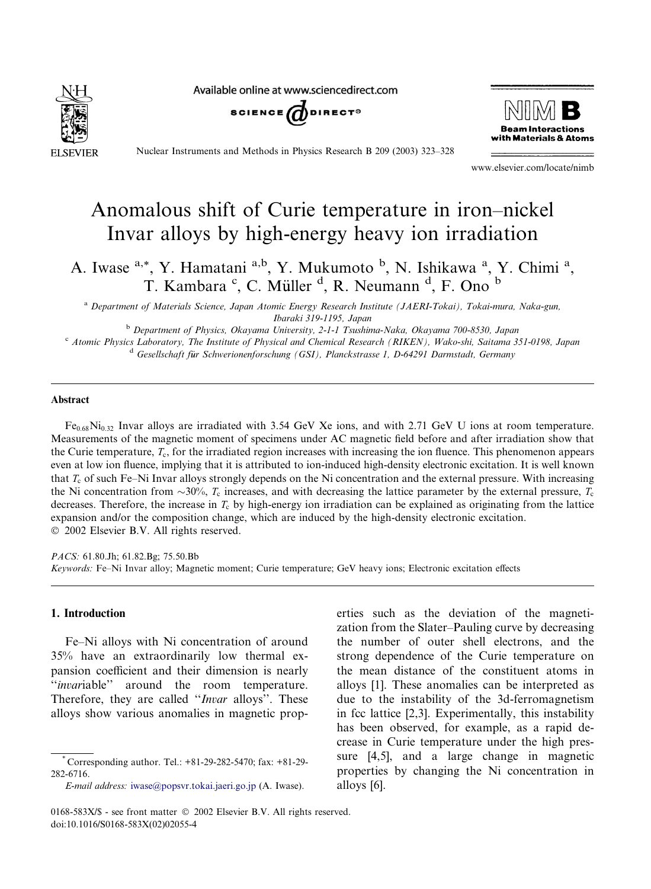# Anomalous shift of Curie temperature in iron–nickel Invar alloys by high-energy heavy ion irradiation

A. Iwase [a,*], Y. Hamatani [a,b], Y. Mukumoto [b], N. Ishikawa [a], Y. Chimi [a], T. Kambara [c], C. Müller [d], R. Neumann [d], F. Ono [b]

[a] Department of Materials Science, Japan Atomic Energy Research Institute (JAERI-Tokai), Tokai-mura, Naka-gun, Ibaraki 319-1195, Japan

[b] Department of Physics, Okayama University, 2-1-1 Tsushima-Naka, Okayama 700-8530, Japan

[c] Atomic Physics Laboratory, The Institute of Physical and Chemical Research (RIKEN), Wako-shi, Saitama 351-0198, Japan

[d] Gesellschaft für Schwerionenforschung (GSI), Planckstrasse 1, D-64291 Darmstadt, Germany

## Abstract

$Fe_{0.68}Ni_{0.32}$ Invar alloys are irradiated with 3.54 GeV Xe ions, and with 2.71 GeV U ions at room temperature. Measurements of the magnetic moment of specimens under AC magnetic field before and after irradiation show that the Curie temperature, $T_c$, for the irradiated region increases with increasing the ion fluence. This phenomenon appears even at low ion fluence, implying that it is attributed to ion-induced high-density electronic excitation. It is well known that $T_c$ of such Fe–Ni Invar alloys strongly depends on the Ni concentration and the external pressure. With increasing the Ni concentration from ~30%, $T_c$ increases, and with decreasing the lattice parameter by the external pressure, $T_c$ decreases. Therefore, the increase in $T_c$ by high-energy ion irradiation can be explained as originating from the lattice expansion and/or the composition change, which are induced by the high-density electronic excitation.

© 2002 Elsevier B.V. All rights reserved.

*PACS:* 61.80.Jh; 61.82.Bg; 75.50.Bb

*Keywords:* Fe–Ni Invar alloy; Magnetic moment; Curie temperature; GeV heavy ions; Electronic excitation effects

## 1. Introduction

Fe–Ni alloys with Ni concentration of around 35% have an extraordinarily low thermal expansion coefficient and their dimension is nearly "*invar*iable" around the room temperature. Therefore, they are called "*Invar* alloys". These alloys show various anomalies in magnetic properties such as the deviation of the magnetization from the Slater–Pauling curve by decreasing the number of outer shell electrons, and the strong dependence of the Curie temperature on the mean distance of the constituent atoms in alloys [1]. These anomalies can be interpreted as due to the instability of the 3d-ferromagnetism in fcc lattice [2,3]. Experimentally, this instability has been observed, for example, as a rapid decrease in Curie temperature under the high pressure [4,5], and a large change in magnetic properties by changing the Ni concentration in alloys [6].

* Corresponding author. Tel.: +81-29-282-5470; fax: +81-29-282-6716.

*E-mail address:* iwase@popsvr.tokai.jaeri.go.jp (A. Iwase).

0168-583X/$ - see front matter © 2002 Elsevier B.V. All rights reserved.
doi:10.1016/S0168-583X(02)02055-4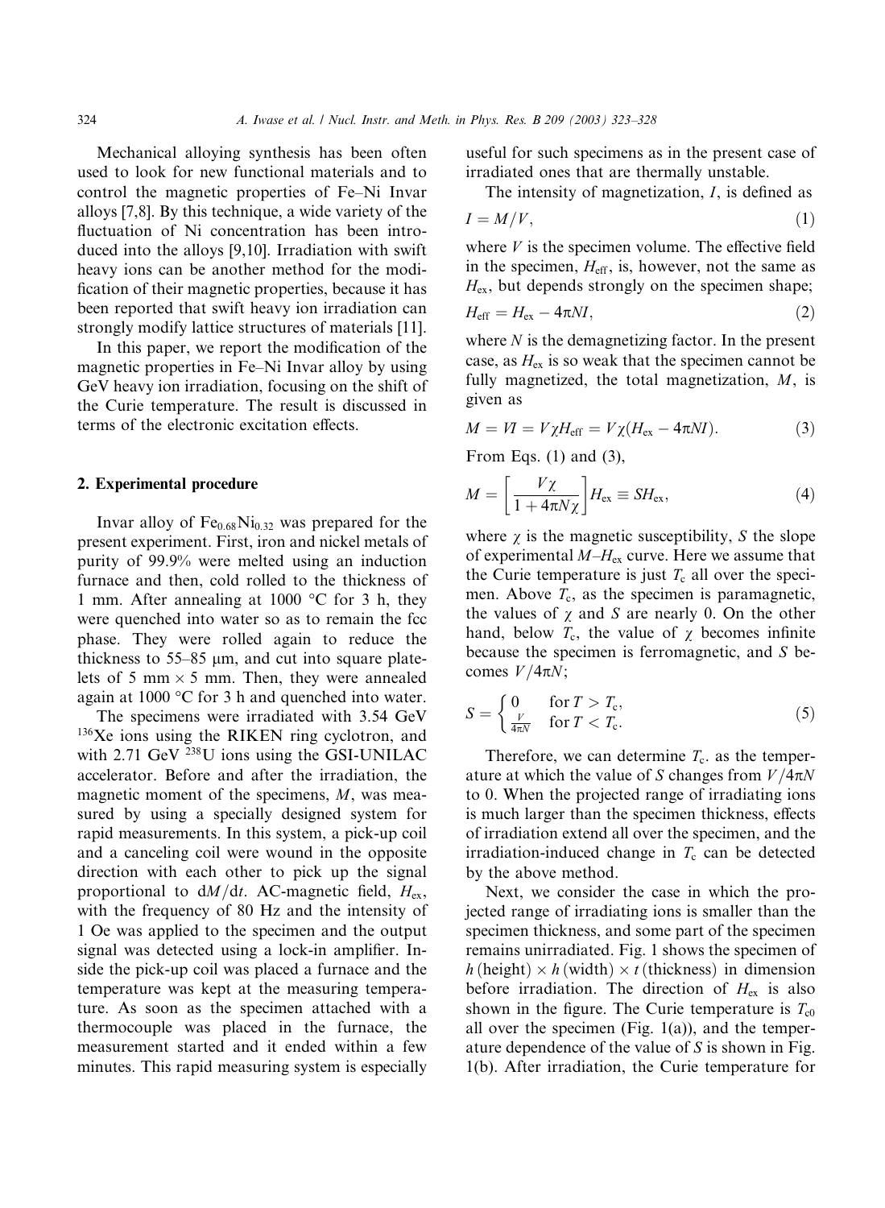Mechanical alloying synthesis has been often used to look for new functional materials and to control the magnetic properties of Fe–Ni Invar alloys [7,8]. By this technique, a wide variety of the fluctuation of Ni concentration has been introduced into the alloys [9,10]. Irradiation with swift heavy ions can be another method for the modification of their magnetic properties, because it has been reported that swift heavy ion irradiation can strongly modify lattice structures of materials [11].

In this paper, we report the modification of the magnetic properties in Fe–Ni Invar alloy by using GeV heavy ion irradiation, focusing on the shift of the Curie temperature. The result is discussed in terms of the electronic excitation effects.

## 2. Experimental procedure

Invar alloy of $Fe_{0.68}Ni_{0.32}$ was prepared for the present experiment. First, iron and nickel metals of purity of 99.9% were melted using an induction furnace and then, cold rolled to the thickness of 1 mm. After annealing at 1000 °C for 3 h, they were quenched into water so as to remain the fcc phase. They were rolled again to reduce the thickness to 55–85 μm, and cut into square platelets of 5 mm × 5 mm. Then, they were annealed again at 1000 °C for 3 h and quenched into water.

The specimens were irradiated with 3.54 GeV $^{136}$Xe ions using the RIKEN ring cyclotron, and with 2.71 GeV $^{238}$U ions using the GSI-UNILAC accelerator. Before and after the irradiation, the magnetic moment of the specimens, $M$, was measured by using a specially designed system for rapid measurements. In this system, a pick-up coil and a canceling coil were wound in the opposite direction with each other to pick up the signal proportional to $dM/dt$. AC-magnetic field, $H_{ex}$, with the frequency of 80 Hz and the intensity of 1 Oe was applied to the specimen and the output signal was detected using a lock-in amplifier. Inside the pick-up coil was placed a furnace and the temperature was kept at the measuring temperature. As soon as the specimen attached with a thermocouple was placed in the furnace, the measurement started and it ended within a few minutes. This rapid measuring system is especially useful for such specimens as in the present case of irradiated ones that are thermally unstable.

The intensity of magnetization, $I$, is defined as

$$I = M/V, \tag{1}$$

where $V$ is the specimen volume. The effective field in the specimen, $H_{eff}$, is, however, not the same as $H_{ex}$, but depends strongly on the specimen shape;

$$H_{eff} = H_{ex} - 4\pi NI, \tag{2}$$

where $N$ is the demagnetizing factor. In the present case, as $H_{ex}$ is so weak that the specimen cannot be fully magnetized, the total magnetization, $M$, is given as

$$M = VI = V\chi H_{eff} = V\chi(H_{ex} - 4\pi NI). \tag{3}$$

From Eqs. (1) and (3),

$$M = \left[\frac{V\chi}{1 + 4\pi N\chi}\right] H_{ex} \equiv SH_{ex}, \tag{4}$$

where $\chi$ is the magnetic susceptibility, $S$ the slope of experimental $M$–$H_{ex}$ curve. Here we assume that the Curie temperature is just $T_c$ all over the specimen. Above $T_c$, as the specimen is paramagnetic, the values of $\chi$ and $S$ are nearly 0. On the other hand, below $T_c$, the value of $\chi$ becomes infinite because the specimen is ferromagnetic, and $S$ becomes $V/4\pi N$;

$$S = \begin{cases} 0 & \text{for } T > T_c, \\ \frac{V}{4\pi N} & \text{for } T < T_c. \end{cases} \tag{5}$$

Therefore, we can determine $T_c$ as the temperature at which the value of $S$ changes from $V/4\pi N$ to 0. When the projected range of irradiating ions is much larger than the specimen thickness, effects of irradiation extend all over the specimen, and the irradiation-induced change in $T_c$ can be detected by the above method.

Next, we consider the case in which the projected range of irradiating ions is smaller than the specimen thickness, and some part of the specimen remains unirradiated. Fig. 1 shows the specimen of $h$ (height) × $h$ (width) × $t$ (thickness) in dimension before irradiation. The direction of $H_{ex}$ is also shown in the figure. The Curie temperature is $T_{c0}$ all over the specimen (Fig. 1(a)), and the temperature dependence of the value of $S$ is shown in Fig. 1(b). After irradiation, the Curie temperature for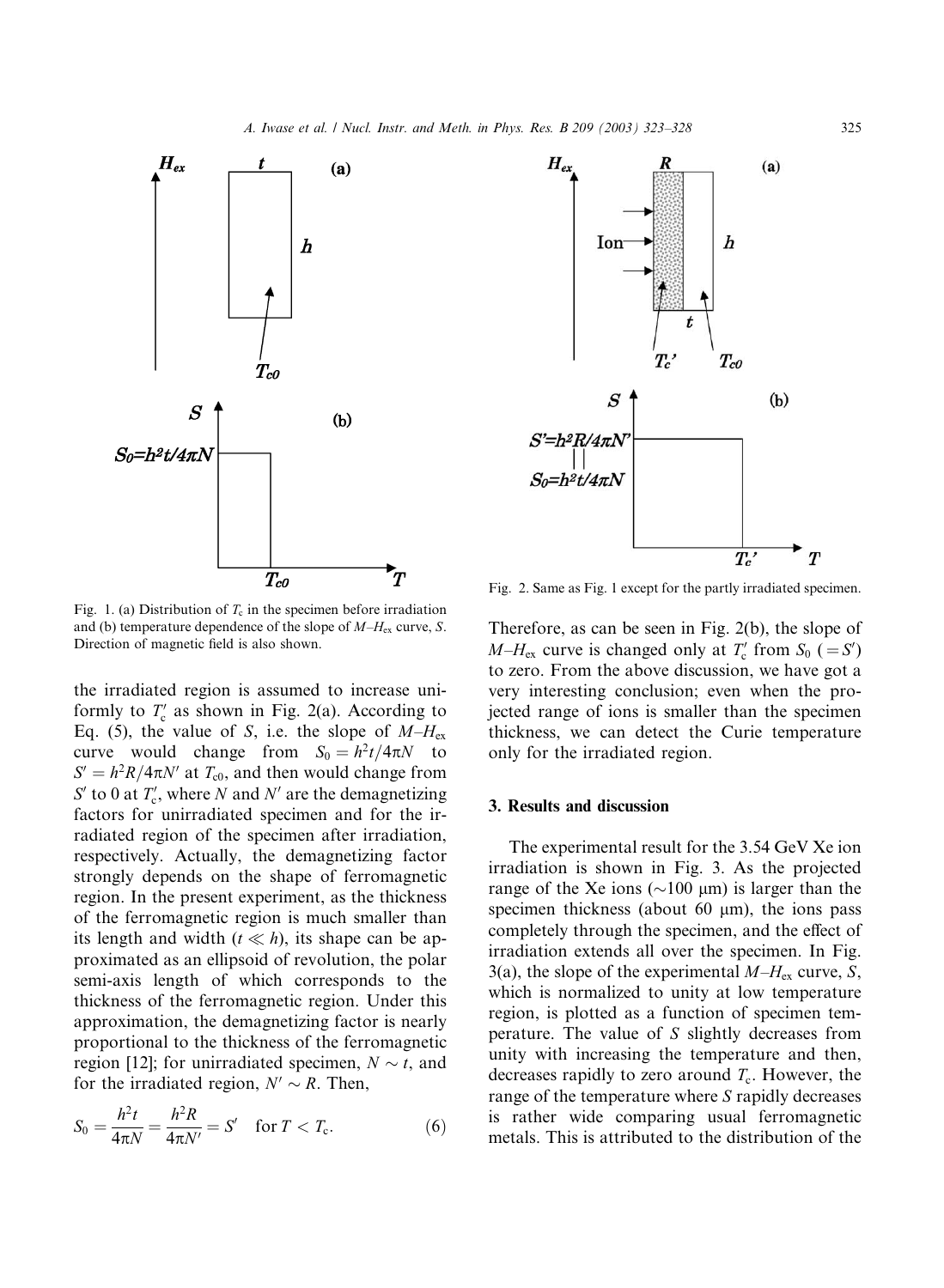Fig. 1. (a) Distribution of $T_c$ in the specimen before irradiation and (b) temperature dependence of the slope of $M$–$H_{ex}$ curve, $S$. Direction of magnetic field is also shown.

the irradiated region is assumed to increase uniformly to $T_c'$ as shown in Fig. 2(a). According to Eq. (5), the value of $S$, i.e. the slope of $M$–$H_{ex}$ curve would change from $S_0 = h^2t/4\pi N$ to $S' = h^2R/4\pi N'$ at $T_{c0}$, and then would change from $S'$ to 0 at $T_c'$, where $N$ and $N'$ are the demagnetizing factors for unirradiated specimen and for the irradiated region of the specimen after irradiation, respectively. Actually, the demagnetizing factor strongly depends on the shape of ferromagnetic region. In the present experiment, as the thickness of the ferromagnetic region is much smaller than its length and width ($t \ll h$), its shape can be approximated as an ellipsoid of revolution, the polar semi-axis length of which corresponds to the thickness of the ferromagnetic region. Under this approximation, the demagnetizing factor is nearly proportional to the thickness of the ferromagnetic region [12]; for unirradiated specimen, $N \sim t$, and for the irradiated region, $N' \sim R$. Then,

$$S_0 = \frac{h^2 t}{4\pi N} = \frac{h^2 R}{4\pi N'} = S' \quad \text{for } T < T_c. \tag{6}$$

Fig. 2. Same as Fig. 1 except for the partly irradiated specimen.

Therefore, as can be seen in Fig. 2(b), the slope of $M$–$H_{ex}$ curve is changed only at $T_c'$ from $S_0$ ($= S'$) to zero. From the above discussion, we have got a very interesting conclusion; even when the projected range of ions is smaller than the specimen thickness, we can detect the Curie temperature only for the irradiated region.

## 3. Results and discussion

The experimental result for the 3.54 GeV Xe ion irradiation is shown in Fig. 3. As the projected range of the Xe ions (~100 μm) is larger than the specimen thickness (about 60 μm), the ions pass completely through the specimen, and the effect of irradiation extends all over the specimen. In Fig. 3(a), the slope of the experimental $M$–$H_{ex}$ curve, $S$, which is normalized to unity at low temperature region, is plotted as a function of specimen temperature. The value of $S$ slightly decreases from unity with increasing the temperature and then, decreases rapidly to zero around $T_c$. However, the range of the temperature where $S$ rapidly decreases is rather wide comparing usual ferromagnetic metals. This is attributed to the distribution of the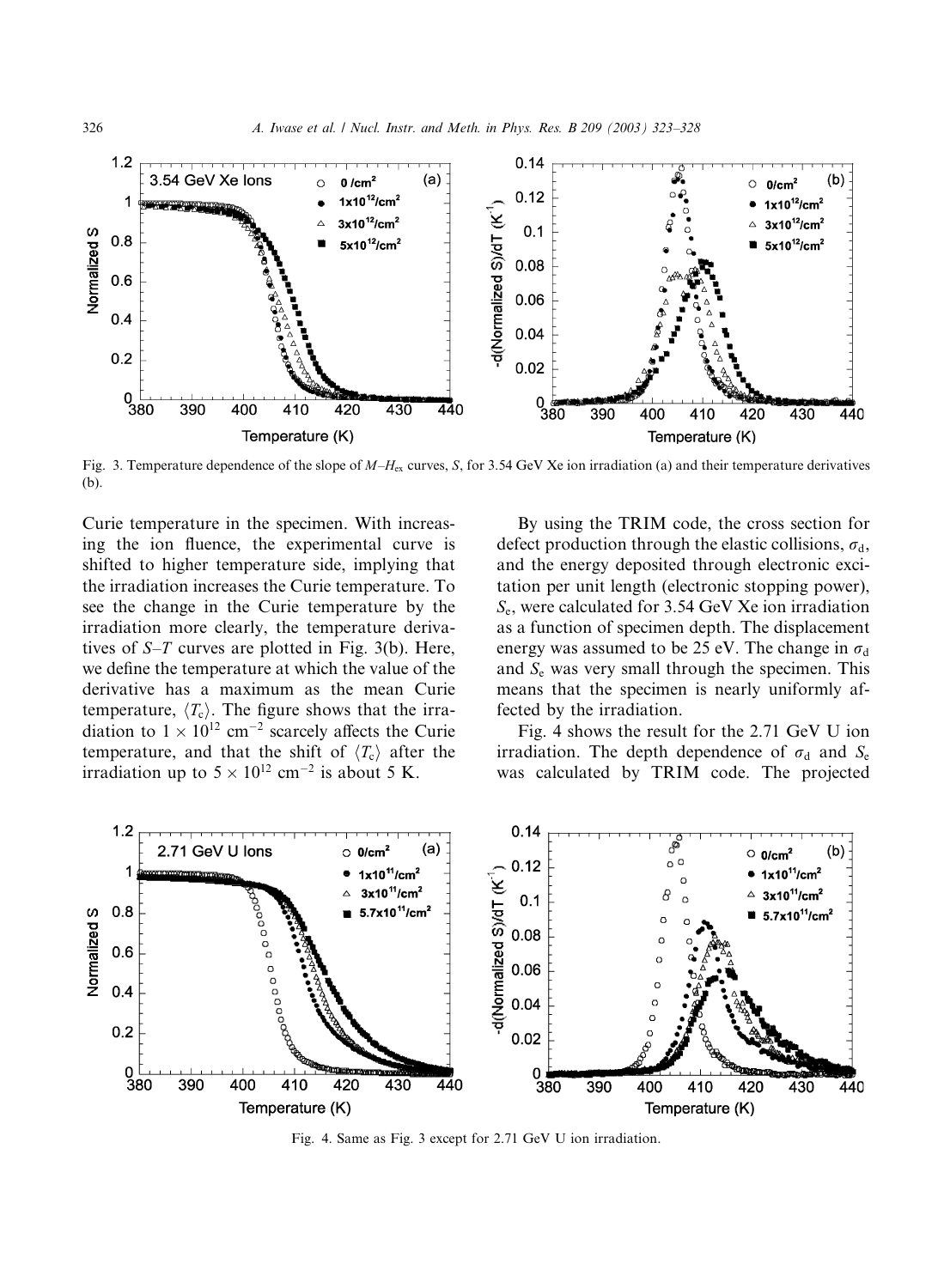Fig. 3. Temperature dependence of the slope of $M$–$H_{ex}$ curves, $S$, for 3.54 GeV Xe ion irradiation (a) and their temperature derivatives (b).

Curie temperature in the specimen. With increasing the ion fluence, the experimental curve is shifted to higher temperature side, implying that the irradiation increases the Curie temperature. To see the change in the Curie temperature by the irradiation more clearly, the temperature derivatives of $S$–$T$ curves are plotted in Fig. 3(b). Here, we define the temperature at which the value of the derivative has a maximum as the mean Curie temperature, $\langle T_c \rangle$. The figure shows that the irradiation to $1 \times 10^{12}$ cm$^{-2}$ scarcely affects the Curie temperature, and that the shift of $\langle T_c \rangle$ after the irradiation up to $5 \times 10^{12}$ cm$^{-2}$ is about 5 K.

By using the TRIM code, the cross section for defect production through the elastic collisions, $\sigma_d$, and the energy deposited through electronic excitation per unit length (electronic stopping power), $S_e$, were calculated for 3.54 GeV Xe ion irradiation as a function of specimen depth. The displacement energy was assumed to be 25 eV. The change in $\sigma_d$ and $S_e$ was very small through the specimen. This means that the specimen is nearly uniformly affected by the irradiation.

Fig. 4 shows the result for the 2.71 GeV U ion irradiation. The depth dependence of $\sigma_d$ and $S_e$ was calculated by TRIM code. The projected

Fig. 4. Same as Fig. 3 except for 2.71 GeV U ion irradiation.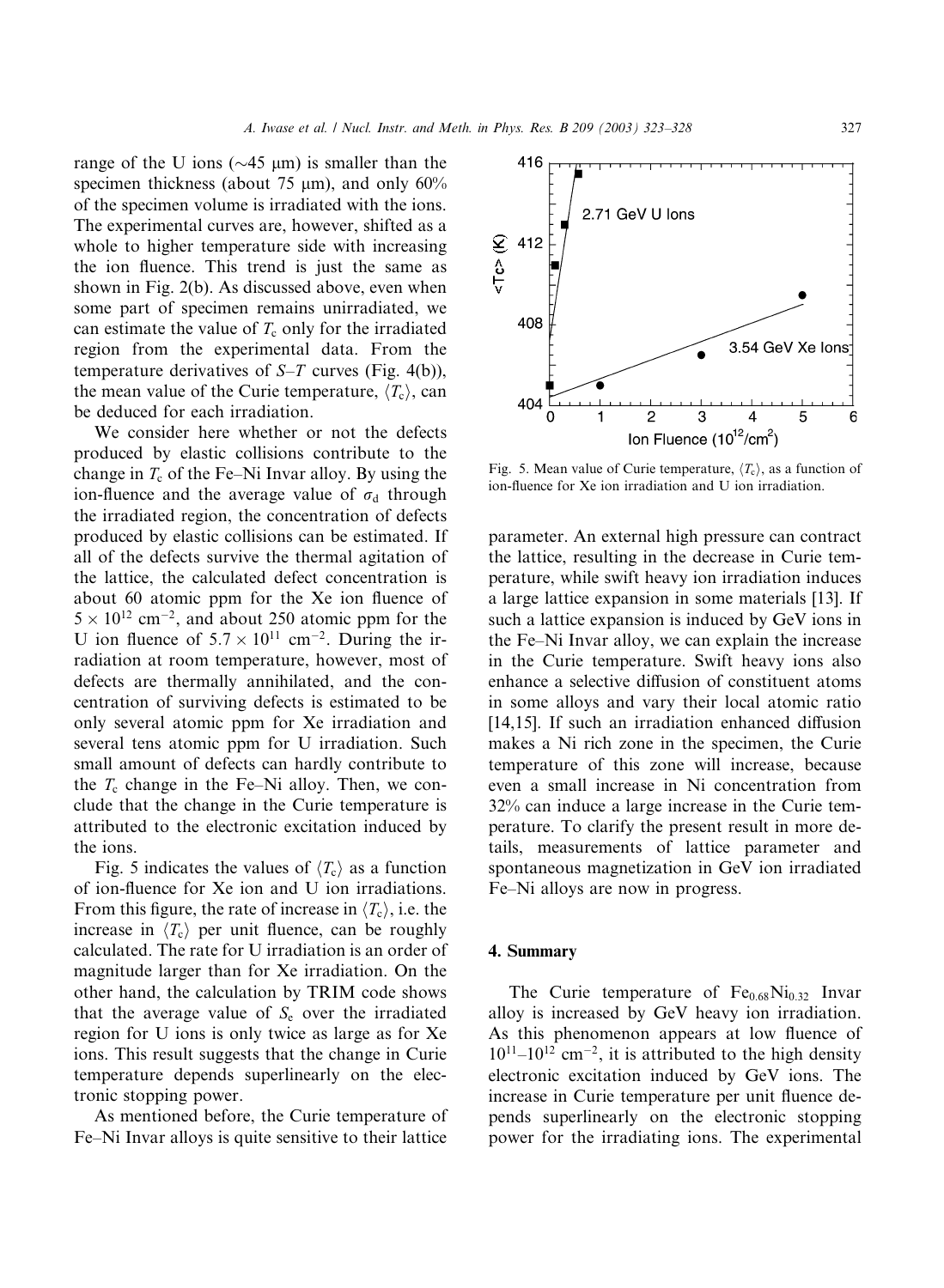range of the U ions (~45 μm) is smaller than the specimen thickness (about 75 μm), and only 60% of the specimen volume is irradiated with the ions. The experimental curves are, however, shifted as a whole to higher temperature side with increasing the ion fluence. This trend is just the same as shown in Fig. 2(b). As discussed above, even when some part of specimen remains unirradiated, we can estimate the value of $T_c$ only for the irradiated region from the experimental data. From the temperature derivatives of $S$–$T$ curves (Fig. 4(b)), the mean value of the Curie temperature, $\langle T_c \rangle$, can be deduced for each irradiation.

We consider here whether or not the defects produced by elastic collisions contribute to the change in $T_c$ of the Fe–Ni Invar alloy. By using the ion-fluence and the average value of $\sigma_d$ through the irradiated region, the concentration of defects produced by elastic collisions can be estimated. If all of the defects survive the thermal agitation of the lattice, the calculated defect concentration is about 60 atomic ppm for the Xe ion fluence of $5 \times 10^{12}$ cm$^{-2}$, and about 250 atomic ppm for the U ion fluence of $5.7 \times 10^{11}$ cm$^{-2}$. During the irradiation at room temperature, however, most of defects are thermally annihilated, and the concentration of surviving defects is estimated to be only several atomic ppm for Xe irradiation and several tens atomic ppm for U irradiation. Such small amount of defects can hardly contribute to the $T_c$ change in the Fe–Ni alloy. Then, we conclude that the change in the Curie temperature is attributed to the electronic excitation induced by the ions.

Fig. 5 indicates the values of $\langle T_c \rangle$ as a function of ion-fluence for Xe ion and U ion irradiations. From this figure, the rate of increase in $\langle T_c \rangle$, i.e. the increase in $\langle T_c \rangle$ per unit fluence, can be roughly calculated. The rate for U irradiation is an order of magnitude larger than for Xe irradiation. On the other hand, the calculation by TRIM code shows that the average value of $S_e$ over the irradiated region for U ions is only twice as large as for Xe ions. This result suggests that the change in Curie temperature depends superlinearly on the electronic stopping power.

As mentioned before, the Curie temperature of Fe–Ni Invar alloys is quite sensitive to their lattice parameter. An external high pressure can contract the lattice, resulting in the decrease in Curie temperature, while swift heavy ion irradiation induces a large lattice expansion in some materials [13]. If such a lattice expansion is induced by GeV ions in the Fe–Ni Invar alloy, we can explain the increase in the Curie temperature. Swift heavy ions also enhance a selective diffusion of constituent atoms in some alloys and vary their local atomic ratio [14,15]. If such an irradiation enhanced diffusion makes a Ni rich zone in the specimen, the Curie temperature of this zone will increase, because even a small increase in Ni concentration from 32% can induce a large increase in the Curie temperature. To clarify the present result in more details, measurements of lattice parameter and spontaneous magnetization in GeV ion irradiated Fe–Ni alloys are now in progress.

Fig. 5. Mean value of Curie temperature, $\langle T_c \rangle$, as a function of ion-fluence for Xe ion irradiation and U ion irradiation.

## 4. Summary

The Curie temperature of $Fe_{0.68}Ni_{0.32}$ Invar alloy is increased by GeV heavy ion irradiation. As this phenomenon appears at low fluence of $10^{11}$–$10^{12}$ cm$^{-2}$, it is attributed to the high density electronic excitation induced by GeV ions. The increase in Curie temperature per unit fluence depends superlinearly on the electronic stopping power for the irradiating ions. The experimental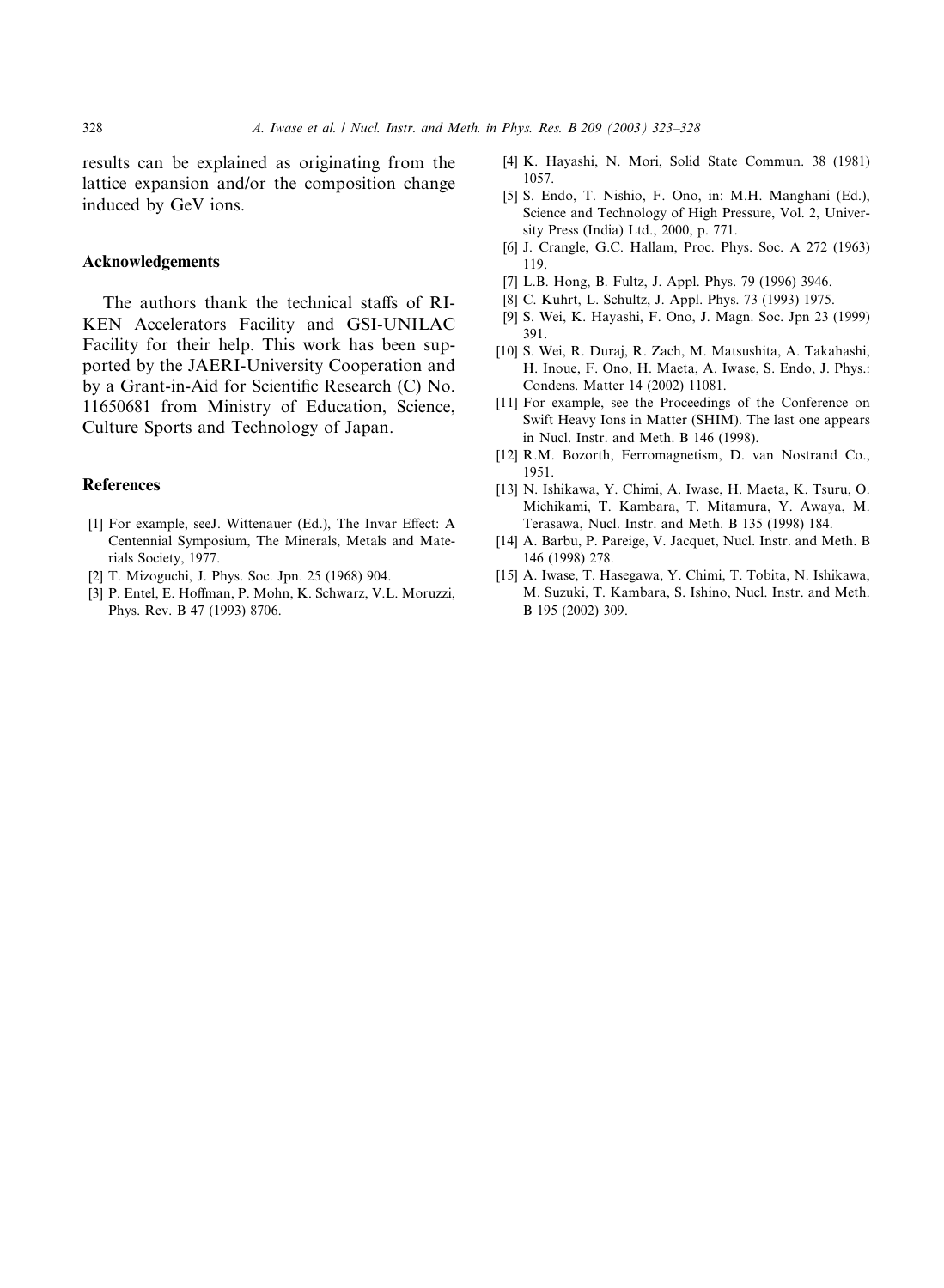results can be explained as originating from the lattice expansion and/or the composition change induced by GeV ions.

## Acknowledgements

The authors thank the technical staffs of RIKEN Accelerators Facility and GSI-UNILAC Facility for their help. This work has been supported by the JAERI-University Cooperation and by a Grant-in-Aid for Scientific Research (C) No. 11650681 from Ministry of Education, Science, Culture Sports and Technology of Japan.

## References

[1] For example, seeJ. Wittenauer (Ed.), The Invar Effect: A Centennial Symposium, The Minerals, Metals and Materials Society, 1977.

[2] T. Mizoguchi, J. Phys. Soc. Jpn. 25 (1968) 904.

[3] P. Entel, E. Hoffman, P. Mohn, K. Schwarz, V.L. Moruzzi, Phys. Rev. B 47 (1993) 8706.

[4] K. Hayashi, N. Mori, Solid State Commun. 38 (1981) 1057.

[5] S. Endo, T. Nishio, F. Ono, in: M.H. Manghani (Ed.), Science and Technology of High Pressure, Vol. 2, University Press (India) Ltd., 2000, p. 771.

[6] J. Crangle, G.C. Hallam, Proc. Phys. Soc. A 272 (1963) 119.

[7] L.B. Hong, B. Fultz, J. Appl. Phys. 79 (1996) 3946.

[8] C. Kuhrt, L. Schultz, J. Appl. Phys. 73 (1993) 1975.

[9] S. Wei, K. Hayashi, F. Ono, J. Magn. Soc. Jpn 23 (1999) 391.

[10] S. Wei, R. Duraj, R. Zach, M. Matsushita, A. Takahashi, H. Inoue, F. Ono, H. Maeta, A. Iwase, S. Endo, J. Phys.: Condens. Matter 14 (2002) 11081.

[11] For example, see the Proceedings of the Conference on Swift Heavy Ions in Matter (SHIM). The last one appears in Nucl. Instr. and Meth. B 146 (1998).

[12] R.M. Bozorth, Ferromagnetism, D. van Nostrand Co., 1951.

[13] N. Ishikawa, Y. Chimi, A. Iwase, H. Maeta, K. Tsuru, O. Michikami, T. Kambara, T. Mitamura, Y. Awaya, M. Terasawa, Nucl. Instr. and Meth. B 135 (1998) 184.

[14] A. Barbu, P. Pareige, V. Jacquet, Nucl. Instr. and Meth. B 146 (1998) 278.

[15] A. Iwase, T. Hasegawa, Y. Chimi, T. Tobita, N. Ishikawa, M. Suzuki, T. Kambara, S. Ishino, Nucl. Instr. and Meth. B 195 (2002) 309.